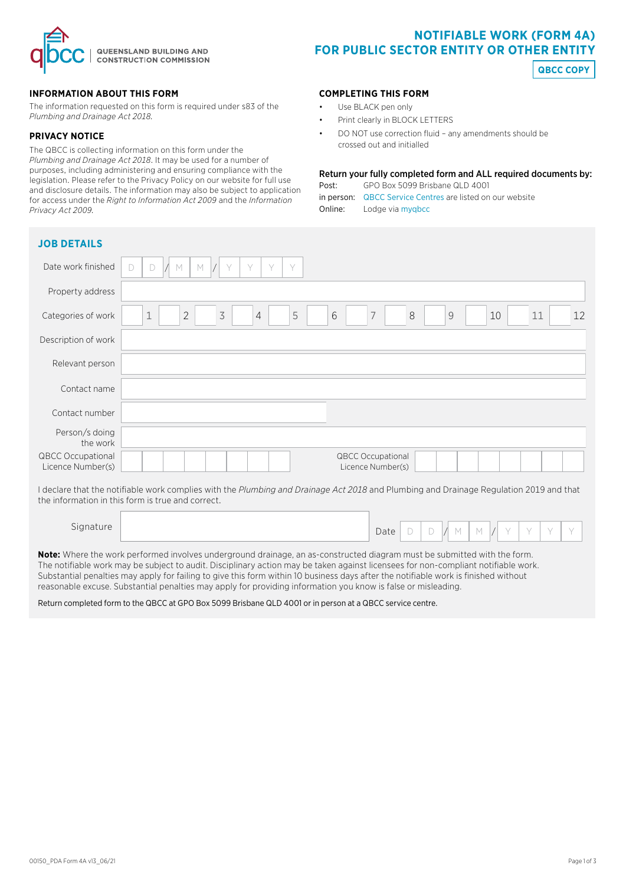QUEENSLAND BUILDING AND CONSTRUCTION COMMISSION

# NOTIFIABLE WORK (FORM 4A) FOR PUBLIC SECTOR ENTITY OR OTHER ENTITY

**QBCC COPY**

## INFORMATION ABOUT THIS FORM

The information requested on this form is required under s83 of the *Plumbing and Drainage Act 2018*.

## PRIVACY NOTICE

The QBCC is collecting information on this form under the *Plumbing and Drainage Act 2018*. It may be used for a number of purposes, including administering and ensuring compliance with the legislation. Please refer to the Privacy Policy on our website for full use and disclosure details. The information may also be subject to application for access under the *Right to Information Act 2009* and the *Information Privacy Act 2009*.

## COMPLETING THIS FORM

- Use BLACK pen only
- Print clearly in BLOCK LETTERS
- DO NOT use correction fluid – any amendments should be crossed out and initialled

**Return your fully completed form and ALL required documents by:**

Post: GPO Box 5099 Brisbane QLD 4001
in person: QBCC Service Centres are listed on our website
Online: Lodge via myqbcc

## JOB DETAILS

| | |
|---|---|
| Date work finished | D D / M M / Y Y Y Y |
| Property address | |
| Categories of work | ☐ 1 ☐ 2 ☐ 3 ☐ 4 ☐ 5 ☐ 6 ☐ 7 ☐ 8 ☐ 9 ☐ 10 ☐ 11 ☐ 12 |
| Description of work | |
| Relevant person | |
| Contact name | |
| Contact number | |
| Person/s doing the work | |
| QBCC Occupational Licence Number(s) | QBCC Occupational Licence Number(s) |

I declare that the notifiable work complies with the *Plumbing and Drainage Act 2018* and Plumbing and Drainage Regulation 2019 and that the information in this form is true and correct.

| | | | |
|---|---|---|---|
| Signature | | Date | D D / M M / Y Y Y Y |

**Note:** Where the work performed involves underground drainage, an as-constructed diagram must be submitted with the form. The notifiable work may be subject to audit. Disciplinary action may be taken against licensees for non-compliant notifiable work. Substantial penalties may apply for failing to give this form within 10 business days after the notifiable work is finished without reasonable excuse. Substantial penalties may apply for providing information you know is false or misleading.

Return completed form to the QBCC at GPO Box 5099 Brisbane QLD 4001 or in person at a QBCC service centre.

00150_PDA Form 4A v13_06/21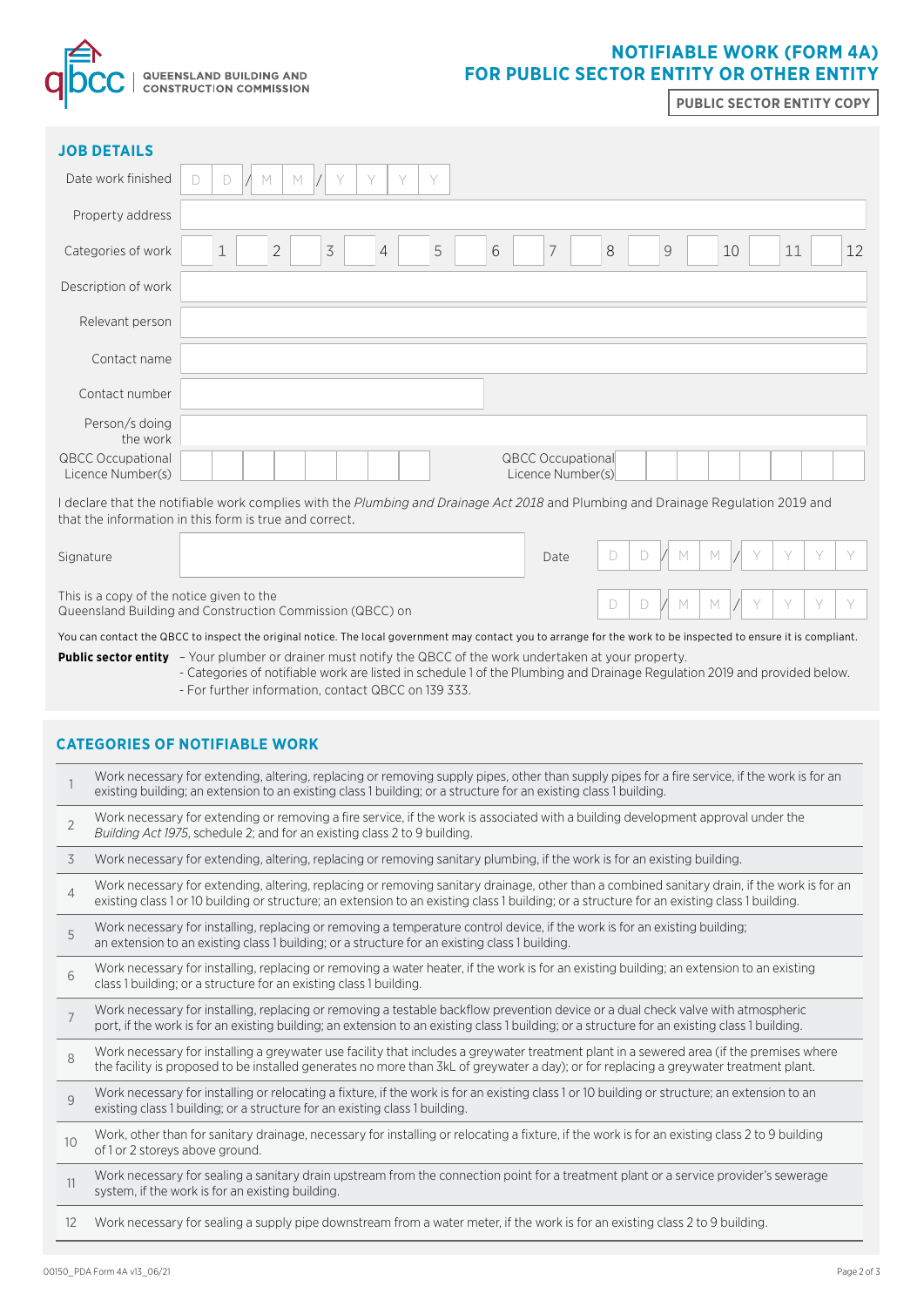# NOTIFIABLE WORK (FORM 4A) FOR PUBLIC SECTOR ENTITY OR OTHER ENTITY

**PUBLIC SECTOR ENTITY COPY**

## JOB DETAILS

| | |
|---|---|
| Date work finished | D D / M M / Y Y Y Y |
| Property address | |
| Categories of work | ☐ 1 ☐ 2 ☐ 3 ☐ 4 ☐ 5 ☐ 6 ☐ 7 ☐ 8 ☐ 9 ☐ 10 ☐ 11 ☐ 12 |
| Description of work | |
| Relevant person | |
| Contact name | |
| Contact number | |
| Person/s doing the work | |
| QBCC Occupational Licence Number(s) | |
| QBCC Occupational Licence Number(s) | |

I declare that the notifiable work complies with the *Plumbing and Drainage Act 2018* and Plumbing and Drainage Regulation 2019 and that the information in this form is true and correct.

| | | | |
|---|---|---|---|
| Signature | | Date | D D / M M / Y Y Y Y |

This is a copy of the notice given to the Queensland Building and Construction Commission (QBCC) on D D / M M / Y Y Y Y

You can contact the QBCC to inspect the original notice. The local government may contact you to arrange for the work to be inspected to ensure it is compliant.

**Public sector entity**
- Your plumber or drainer must notify the QBCC of the work undertaken at your property.
- Categories of notifiable work are listed in schedule 1 of the Plumbing and Drainage Regulation 2019 and provided below.
- For further information, contact QBCC on 139 333.

## CATEGORIES OF NOTIFIABLE WORK

| | |
|---|---|
| 1 | Work necessary for extending, altering, replacing or removing supply pipes, other than supply pipes for a fire service, if the work is for an existing building; an extension to an existing class 1 building; or a structure for an existing class 1 building. |
| 2 | Work necessary for extending or removing a fire service, if the work is associated with a building development approval under the *Building Act 1975*, schedule 2; and for an existing class 2 to 9 building. |
| 3 | Work necessary for extending, altering, replacing or removing sanitary plumbing, if the work is for an existing building. |
| 4 | Work necessary for extending, altering, replacing or removing sanitary drainage, other than a combined sanitary drain, if the work is for an existing class 1 or 10 building or structure; an extension to an existing class 1 building; or a structure for an existing class 1 building. |
| 5 | Work necessary for installing, replacing or removing a temperature control device, if the work is for an existing building; an extension to an existing class 1 building; or a structure for an existing class 1 building. |
| 6 | Work necessary for installing, replacing or removing a water heater, if the work is for an existing building; an extension to an existing class 1 building; or a structure for an existing class 1 building. |
| 7 | Work necessary for installing, replacing or removing a testable backflow prevention device or a dual check valve with atmospheric port, if the work is for an existing building; an extension to an existing class 1 building; or a structure for an existing class 1 building. |
| 8 | Work necessary for installing a greywater use facility that includes a greywater treatment plant in a sewered area (if the premises where the facility is proposed to be installed generates no more than 3kL of greywater a day); or for replacing a greywater treatment plant. |
| 9 | Work necessary for installing or relocating a fixture, if the work is for an existing class 1 or 10 building or structure; an extension to an existing class 1 building; or a structure for an existing class 1 building. |
| 10 | Work, other than for sanitary drainage, necessary for installing or relocating a fixture, if the work is for an existing class 2 to 9 building of 1 or 2 storeys above ground. |
| 11 | Work necessary for sealing a sanitary drain upstream from the connection point for a treatment plant or a service provider's sewerage system, if the work is for an existing building. |
| 12 | Work necessary for sealing a supply pipe downstream from a water meter, if the work is for an existing class 2 to 9 building. |

00150_PDA Form 4A v13_06/21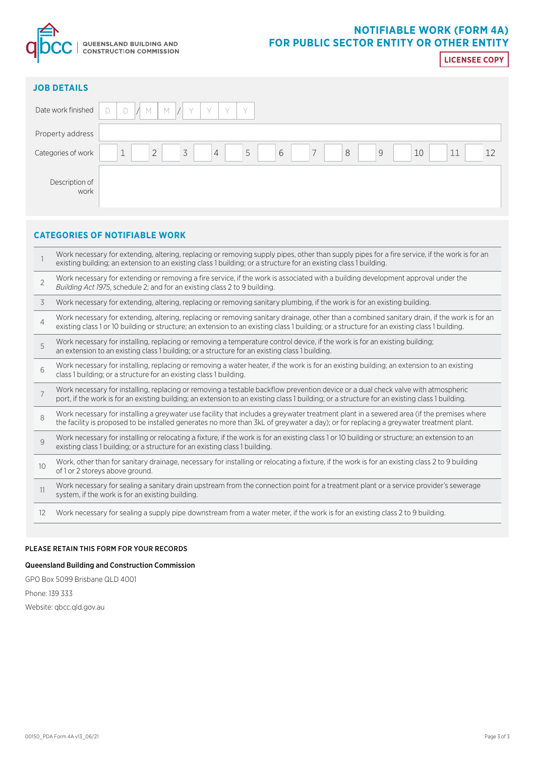QUEENSLAND BUILDING AND CONSTRUCTION COMMISSION

# NOTIFIABLE WORK (FORM 4A) FOR PUBLIC SECTOR ENTITY OR OTHER ENTITY

**LICENSEE COPY**

## JOB DETAILS

| | |
|---|---|
| Date work finished | D D / M M / Y Y Y Y |
| Property address | |
| Categories of work | ☐ 1 ☐ 2 ☐ 3 ☐ 4 ☐ 5 ☐ 6 ☐ 7 ☐ 8 ☐ 9 ☐ 10 ☐ 11 ☐ 12 |
| Description of work | |

## CATEGORIES OF NOTIFIABLE WORK

| | |
|---|---|
| 1 | Work necessary for extending, altering, replacing or removing supply pipes, other than supply pipes for a fire service, if the work is for an existing building; an extension to an existing class 1 building; or a structure for an existing class 1 building. |
| 2 | Work necessary for extending or removing a fire service, if the work is associated with a building development approval under the *Building Act 1975*, schedule 2; and for an existing class 2 to 9 building. |
| 3 | Work necessary for extending, altering, replacing or removing sanitary plumbing, if the work is for an existing building. |
| 4 | Work necessary for extending, altering, replacing or removing sanitary drainage, other than a combined sanitary drain, if the work is for an existing class 1 or 10 building or structure; an extension to an existing class 1 building; or a structure for an existing class 1 building. |
| 5 | Work necessary for installing, replacing or removing a temperature control device, if the work is for an existing building; an extension to an existing class 1 building; or a structure for an existing class 1 building. |
| 6 | Work necessary for installing, replacing or removing a water heater, if the work is for an existing building; an extension to an existing class 1 building; or a structure for an existing class 1 building. |
| 7 | Work necessary for installing, replacing or removing a testable backflow prevention device or a dual check valve with atmospheric port, if the work is for an existing building; an extension to an existing class 1 building; or a structure for an existing class 1 building. |
| 8 | Work necessary for installing a greywater use facility that includes a greywater treatment plant in a sewered area (if the premises where the facility is proposed to be installed generates no more than 3kL of greywater a day); or for replacing a greywater treatment plant. |
| 9 | Work necessary for installing or relocating a fixture, if the work is for an existing class 1 or 10 building or structure; an extension to an existing class 1 building; or a structure for an existing class 1 building. |
| 10 | Work, other than for sanitary drainage, necessary for installing or relocating a fixture, if the work is for an existing class 2 to 9 building of 1 or 2 storeys above ground. |
| 11 | Work necessary for sealing a sanitary drain upstream from the connection point for a treatment plant or a service provider's sewerage system, if the work is for an existing building. |
| 12 | Work necessary for sealing a supply pipe downstream from a water meter, if the work is for an existing class 2 to 9 building. |

**PLEASE RETAIN THIS FORM FOR YOUR RECORDS**

**Queensland Building and Construction Commission**

GPO Box 5099 Brisbane QLD 4001

Phone: 139 333

Website: qbcc.qld.gov.au

00150_PDA Form 4A v13_06/21